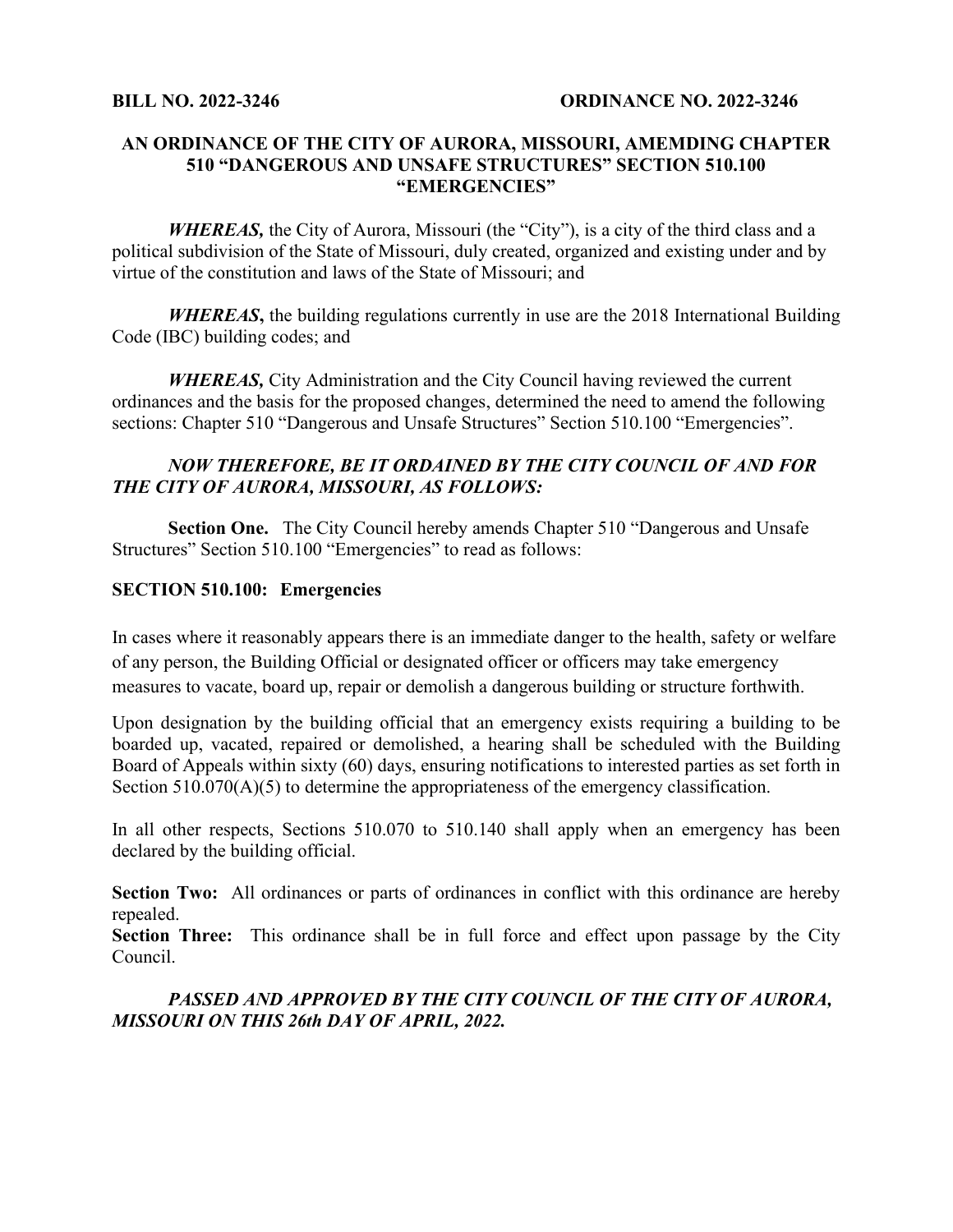**BILL NO. 2022-3246** **ORDINANCE NO. 2022-3246**

**AN ORDINANCE OF THE CITY OF AURORA, MISSOURI, AMEMDING CHAPTER 510 "DANGEROUS AND UNSAFE STRUCTURES" SECTION 510.100 "EMERGENCIES"**

***WHEREAS,*** the City of Aurora, Missouri (the "City"), is a city of the third class and a political subdivision of the State of Missouri, duly created, organized and existing under and by virtue of the constitution and laws of the State of Missouri; and

***WHEREAS*****,** the building regulations currently in use are the 2018 International Building Code (IBC) building codes; and

***WHEREAS,*** City Administration and the City Council having reviewed the current ordinances and the basis for the proposed changes, determined the need to amend the following sections: Chapter 510 "Dangerous and Unsafe Structures" Section 510.100 "Emergencies".

***NOW THEREFORE, BE IT ORDAINED BY THE CITY COUNCIL OF AND FOR THE CITY OF AURORA, MISSOURI, AS FOLLOWS:***

**Section One.** The City Council hereby amends Chapter 510 "Dangerous and Unsafe Structures" Section 510.100 "Emergencies" to read as follows:

**SECTION 510.100: Emergencies**

In cases where it reasonably appears there is an immediate danger to the health, safety or welfare of any person, the Building Official or designated officer or officers may take emergency measures to vacate, board up, repair or demolish a dangerous building or structure forthwith.

Upon designation by the building official that an emergency exists requiring a building to be boarded up, vacated, repaired or demolished, a hearing shall be scheduled with the Building Board of Appeals within sixty (60) days, ensuring notifications to interested parties as set forth in Section 510.070(A)(5) to determine the appropriateness of the emergency classification.

In all other respects, Sections 510.070 to 510.140 shall apply when an emergency has been declared by the building official.

**Section Two:** All ordinances or parts of ordinances in conflict with this ordinance are hereby repealed.
**Section Three:** This ordinance shall be in full force and effect upon passage by the City Council.

***PASSED AND APPROVED BY THE CITY COUNCIL OF THE CITY OF AURORA, MISSOURI ON THIS 26th DAY OF APRIL, 2022.***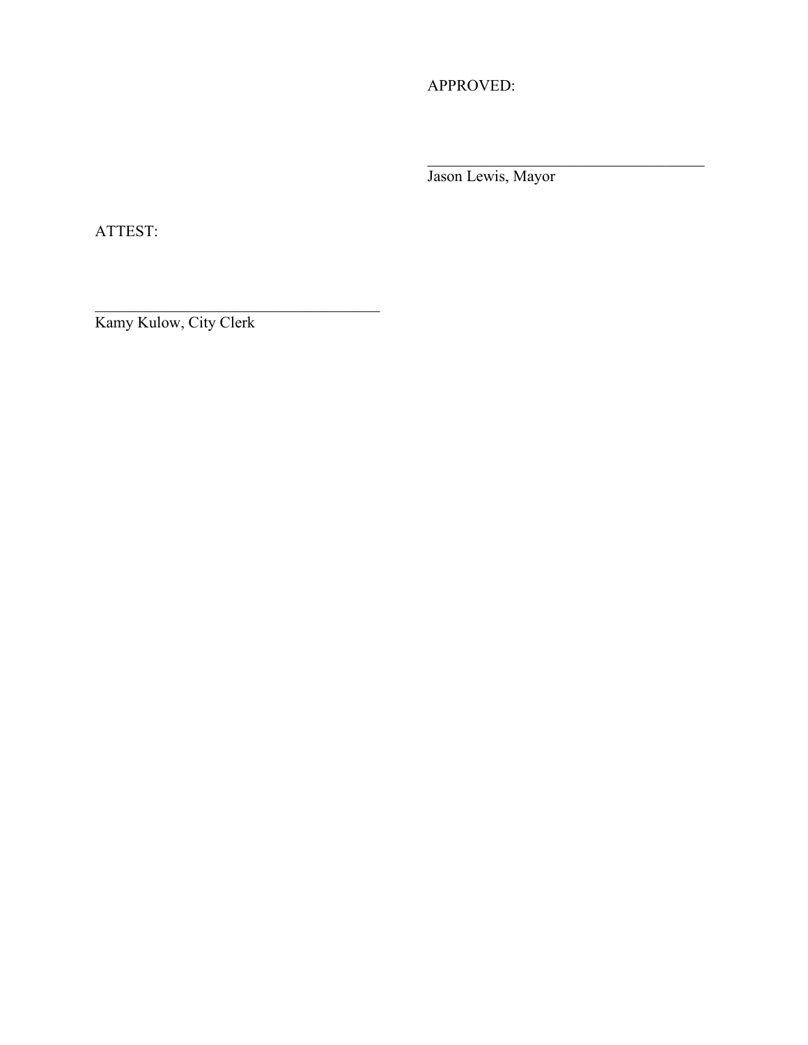APPROVED:

\_\_\_\_\_\_\_\_\_\_\_\_\_\_\_\_\_\_\_\_\_\_\_\_\_\_\_\_\_\_\_\_\_\_\_\_\_\_

Jason Lewis, Mayor

ATTEST:

\_\_\_\_\_\_\_\_\_\_\_\_\_\_\_\_\_\_\_\_\_\_\_\_\_\_\_\_\_\_\_\_\_\_\_\_\_\_

Kamy Kulow, City Clerk